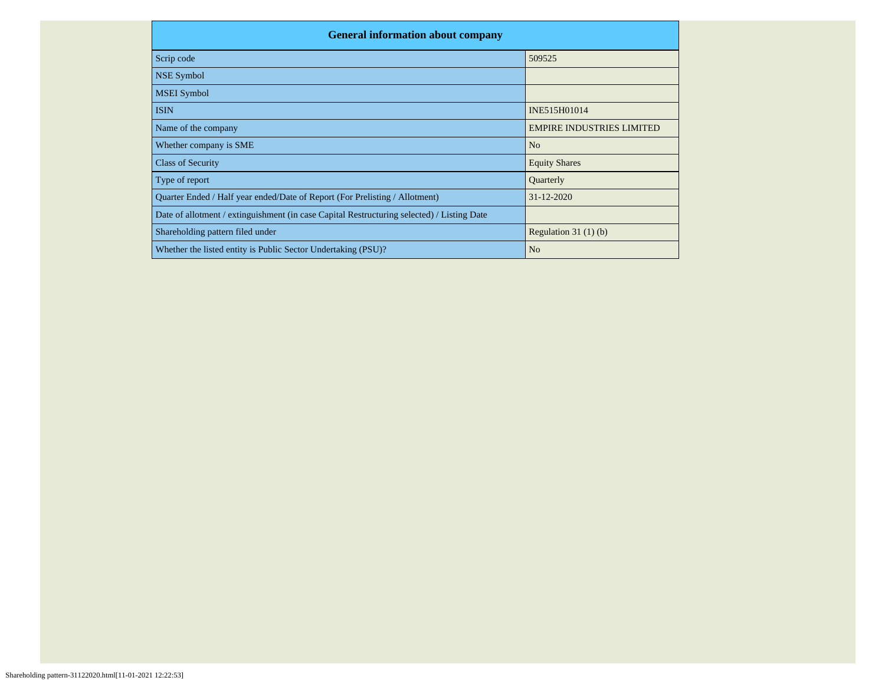| General information about company | |
|---|---|
| Scrip code | 509525 |
| NSE Symbol | |
| MSEI Symbol | |
| ISIN | INE515H01014 |
| Name of the company | EMPIRE INDUSTRIES LIMITED |
| Whether company is SME | No |
| Class of Security | Equity Shares |
| Type of report | Quarterly |
| Quarter Ended / Half year ended/Date of Report (For Prelisting / Allotment) | 31-12-2020 |
| Date of allotment / extinguishment (in case Capital Restructuring selected) / Listing Date | |
| Shareholding pattern filed under | Regulation 31 (1) (b) |
| Whether the listed entity is Public Sector Undertaking (PSU)? | No |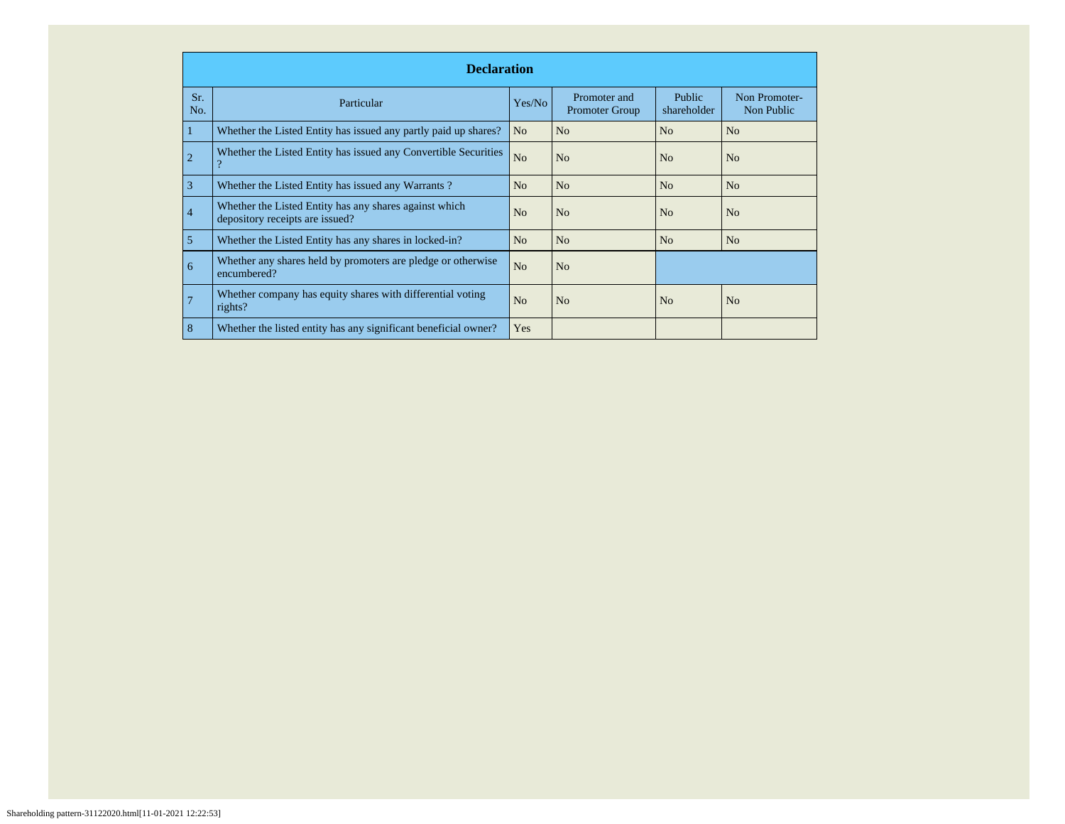| Declaration | | | | | |
|---|---|---|---|---|---|
| Sr. No. | Particular | Yes/No | Promoter and Promoter Group | Public shareholder | Non Promoter- Non Public |
| 1 | Whether the Listed Entity has issued any partly paid up shares? | No | No | No | No |
| 2 | Whether the Listed Entity has issued any Convertible Securities ? | No | No | No | No |
| 3 | Whether the Listed Entity has issued any Warrants ? | No | No | No | No |
| 4 | Whether the Listed Entity has any shares against which depository receipts are issued? | No | No | No | No |
| 5 | Whether the Listed Entity has any shares in locked-in? | No | No | No | No |
| 6 | Whether any shares held by promoters are pledge or otherwise encumbered? | No | No | | |
| 7 | Whether company has equity shares with differential voting rights? | No | No | No | No |
| 8 | Whether the listed entity has any significant beneficial owner? | Yes | | | |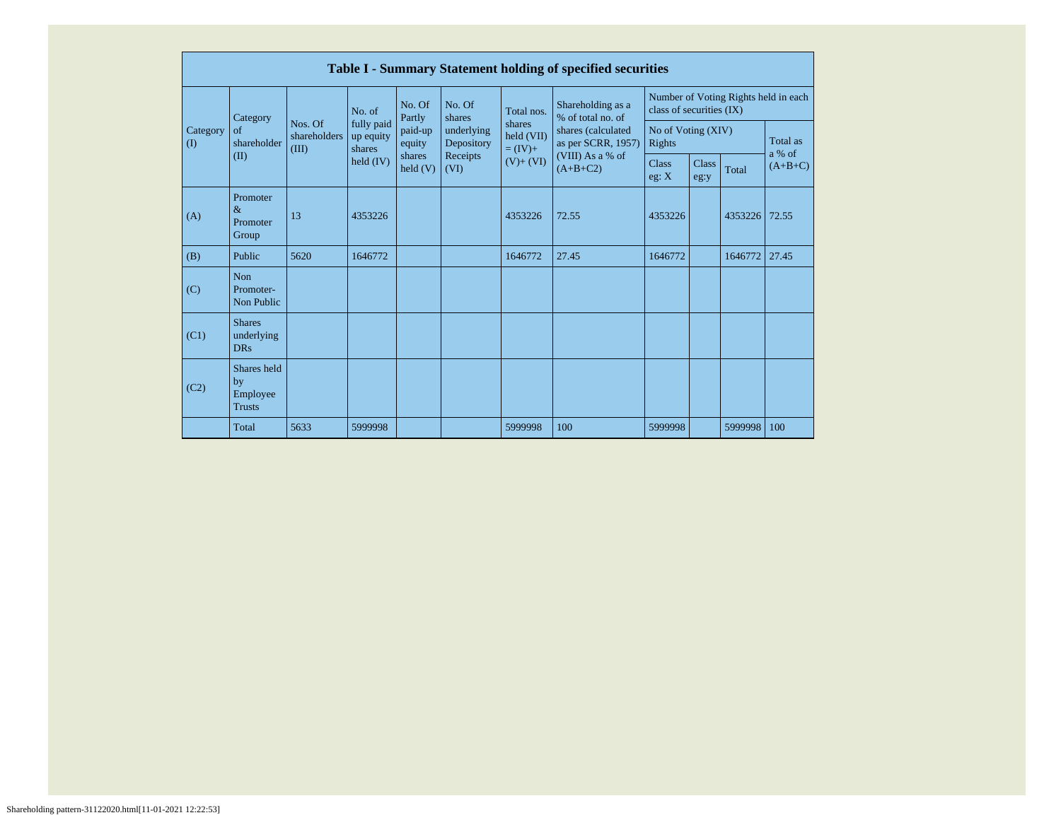| Table I - Summary Statement holding of specified securities | | | | | | | | | | | | |
|---|---|---|---|---|---|---|---|---|---|---|---|---|
| Category (I) | Category of shareholder (II) | Nos. Of shareholders (III) | No. of fully paid up equity shares held (IV) | No. Of Partly paid-up equity shares held (V) | No. Of shares underlying Depository Receipts (VI) | Total nos. shares held (VII) = (IV)+ (V)+ (VI) | Shareholding as a % of total no. of shares (calculated as per SCRR, 1957) (VIII) As a % of (A+B+C2) | Number of Voting Rights held in each class of securities (IX) | | | |
| | | | | | | | | No of Voting (XIV) Rights | | | Total as a % of (A+B+C) |
| | | | | | | | | Class eg: X | Class eg:y | Total | |
| (A) | Promoter & Promoter Group | 13 | 4353226 | | | 4353226 | 72.55 | 4353226 | | 4353226 | 72.55 |
| (B) | Public | 5620 | 1646772 | | | 1646772 | 27.45 | 1646772 | | 1646772 | 27.45 |
| (C) | Non Promoter- Non Public | | | | | | | | | | |
| (C1) | Shares underlying DRs | | | | | | | | | | |
| (C2) | Shares held by Employee Trusts | | | | | | | | | | |
| | Total | 5633 | 5999998 | | | 5999998 | 100 | 5999998 | | 5999998 | 100 |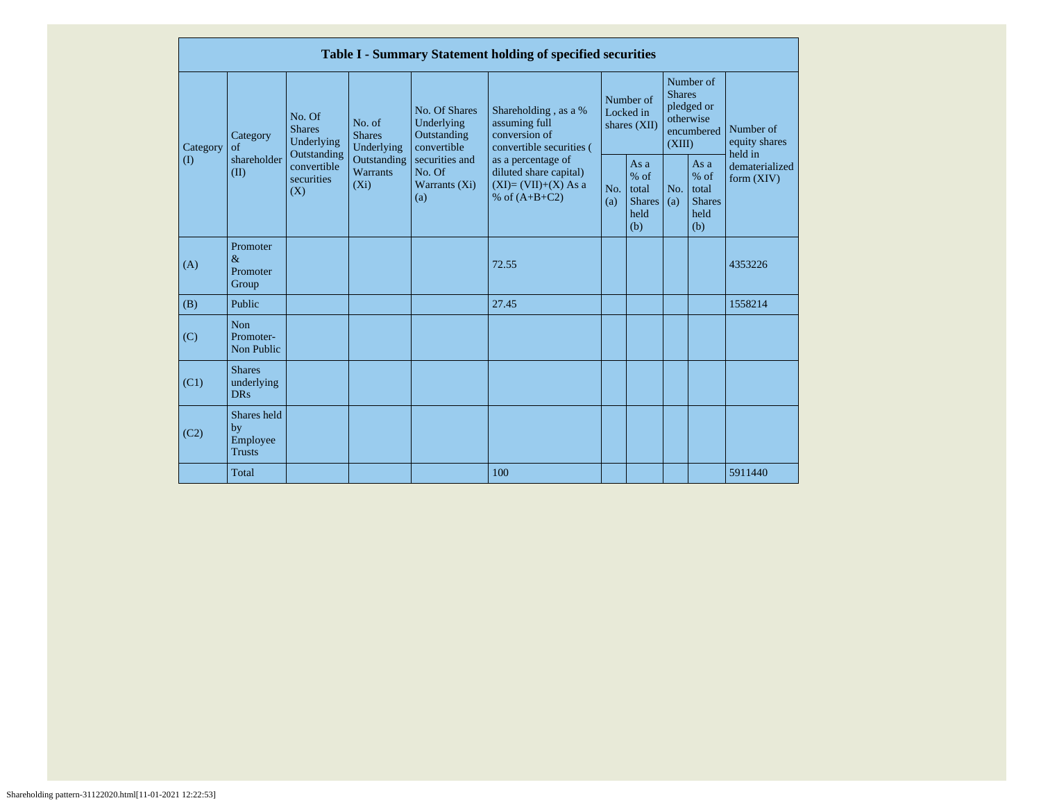| Table I - Summary Statement holding of specified securities | | | | | | | | | | | |
|---|---|---|---|---|---|---|---|---|---|---|---|
| Category (I) | Category of shareholder (II) | No. Of Shares Underlying Outstanding convertible securities (X) | No. of Shares Underlying Outstanding Warrants (Xi) | No. Of Shares Underlying Outstanding convertible securities and No. Of Warrants (Xi) (a) | Shareholding , as a % assuming full conversion of convertible securities ( as a percentage of diluted share capital) (XI)= (VII)+(X) As a % of (A+B+C2) | Number of Locked in shares (XII) | | Number of Shares pledged or otherwise encumbered (XIII) | | Number of equity shares held in dematerialized form (XIV) |
| | | | | | | No. (a) | As a % of total Shares held (b) | No. (a) | As a % of total Shares held (b) | |
| (A) | Promoter & Promoter Group | | | | 72.55 | | | | | 4353226 |
| (B) | Public | | | | 27.45 | | | | | 1558214 |
| (C) | Non Promoter- Non Public | | | | | | | | | |
| (C1) | Shares underlying DRs | | | | | | | | | |
| (C2) | Shares held by Employee Trusts | | | | | | | | | |
| | Total | | | | 100 | | | | | 5911440 |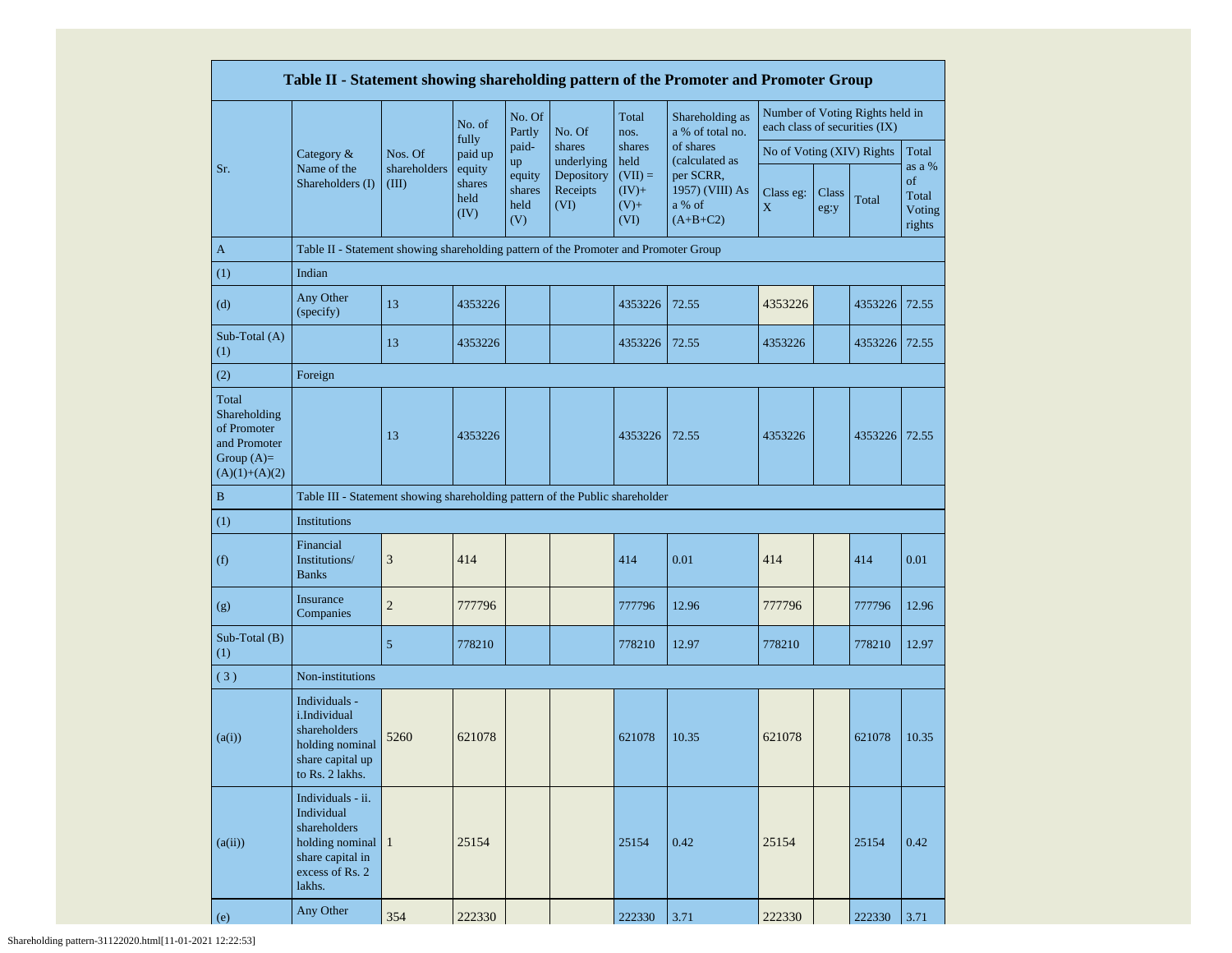| Table II - Statement showing shareholding pattern of the Promoter and Promoter Group | | | | | | | | | | | |
|---|---|---|---|---|---|---|---|---|---|---|---|
| Sr. | Category & Name of the Shareholders (I) | Nos. Of shareholders (III) | No. of fully paid up equity shares held (IV) | No. Of Partly paid-up equity shares held (V) | No. Of shares underlying Depository Receipts (VI) | Total nos. shares held (VII) = (IV)+ (V)+ (VI) | Shareholding as a % of total no. of shares (calculated as per SCRR, 1957) (VIII) As a % of (A+B+C2) | Number of Voting Rights held in each class of securities (IX) | | | |
| | | | | | | | | No of Voting (XIV) Rights | | | Total as a % of Total Voting rights |
| | | | | | | | | Class eg: X | Class eg:y | Total | |
| A | Table II - Statement showing shareholding pattern of the Promoter and Promoter Group | | | | | | | | | | |
| (1) | Indian | | | | | | | | | | |
| (d) | Any Other (specify) | 13 | 4353226 | | | 4353226 | 72.55 | 4353226 | | 4353226 | 72.55 |
| Sub-Total (A) (1) | | 13 | 4353226 | | | 4353226 | 72.55 | 4353226 | | 4353226 | 72.55 |
| (2) | Foreign | | | | | | | | | | |
| Total Shareholding of Promoter and Promoter Group (A)= (A)(1)+(A)(2) | | 13 | 4353226 | | | 4353226 | 72.55 | 4353226 | | 4353226 | 72.55 |
| B | Table III - Statement showing shareholding pattern of the Public shareholder | | | | | | | | | | |
| (1) | Institutions | | | | | | | | | | |
| (f) | Financial Institutions/ Banks | 3 | 414 | | | 414 | 0.01 | 414 | | 414 | 0.01 |
| (g) | Insurance Companies | 2 | 777796 | | | 777796 | 12.96 | 777796 | | 777796 | 12.96 |
| Sub-Total (B) (1) | | 5 | 778210 | | | 778210 | 12.97 | 778210 | | 778210 | 12.97 |
| ( 3 ) | Non-institutions | | | | | | | | | | |
| (a(i)) | Individuals - i.Individual shareholders holding nominal share capital up to Rs. 2 lakhs. | 5260 | 621078 | | | 621078 | 10.35 | 621078 | | 621078 | 10.35 |
| (a(ii)) | Individuals - ii. Individual shareholders holding nominal share capital in excess of Rs. 2 lakhs. | 1 | 25154 | | | 25154 | 0.42 | 25154 | | 25154 | 0.42 |
| (e) | Any Other | 354 | 222330 | | | 222330 | 3.71 | 222330 | | 222330 | 3.71 |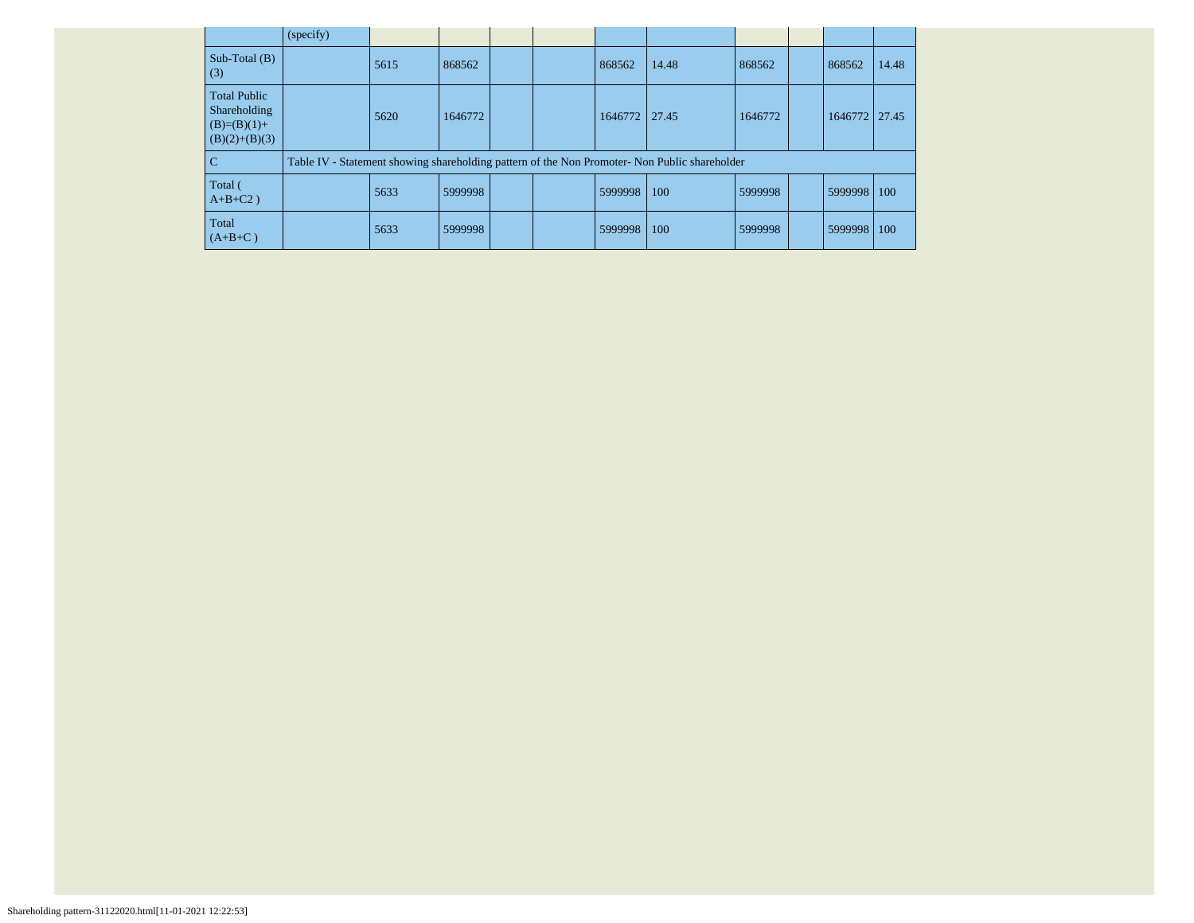| | (specify) | | | | | | | | | | |
|---|---|---|---|---|---|---|---|---|---|---|---|
| Sub-Total (B)(3) | | 5615 | 868562 | | | 868562 | 14.48 | 868562 | | 868562 | 14.48 |
| Total Public Shareholding (B)=(B)(1)+(B)(2)+(B)(3) | | 5620 | 1646772 | | | 1646772 | 27.45 | 1646772 | | 1646772 | 27.45 |
| C | Table IV - Statement showing shareholding pattern of the Non Promoter- Non Public shareholder | | | | | | | | | | |
| Total ( A+B+C2 ) | | 5633 | 5999998 | | | 5999998 | 100 | 5999998 | | 5999998 | 100 |
| Total (A+B+C ) | | 5633 | 5999998 | | | 5999998 | 100 | 5999998 | | 5999998 | 100 |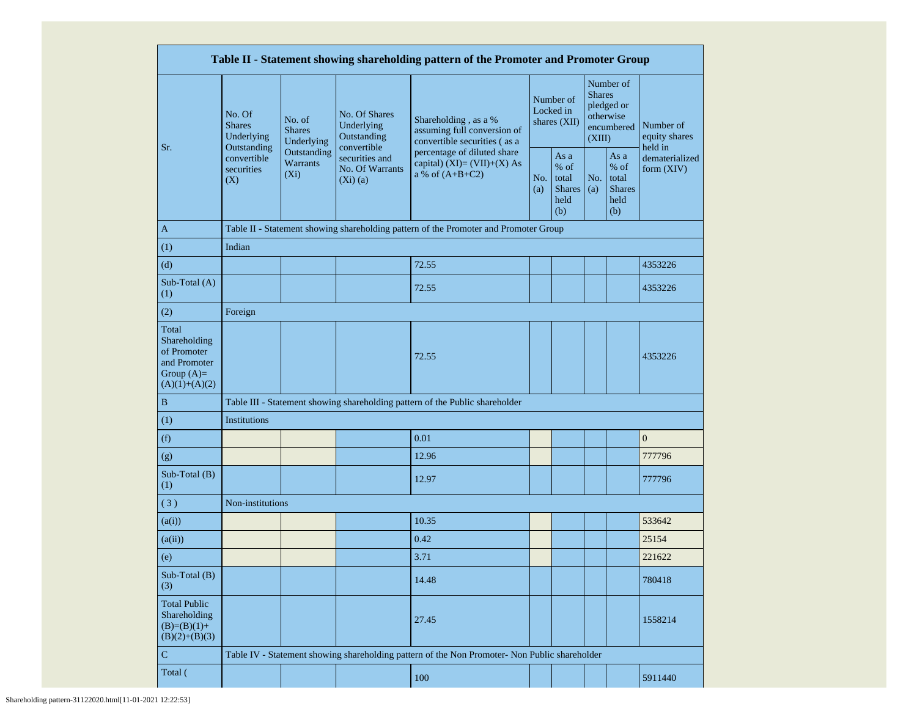| Table II - Statement showing shareholding pattern of the Promoter and Promoter Group | | | | | | | | | |
|---|---|---|---|---|---|---|---|---|---|
| Sr. | No. Of Shares Underlying Outstanding convertible securities (X) | No. of Shares Underlying Outstanding Warrants (Xi) | No. Of Shares Underlying Outstanding convertible securities and No. Of Warrants (Xi) (a) | Shareholding , as a % assuming full conversion of convertible securities ( as a percentage of diluted share capital) (XI)= (VII)+(X) As a % of (A+B+C2) | Number of Locked in shares (XII) | | Number of Shares pledged or otherwise encumbered (XIII) | | Number of equity shares held in dematerialized form (XIV) |
| | | | | | No. (a) | As a % of total Shares held (b) | No. (a) | As a % of total Shares held (b) | |
| A | Table II - Statement showing shareholding pattern of the Promoter and Promoter Group | | | | | | | | |
| (1) | Indian | | | | | | | | |
| (d) | | | | 72.55 | | | | | 4353226 |
| Sub-Total (A) (1) | | | | 72.55 | | | | | 4353226 |
| (2) | Foreign | | | | | | | | |
| Total Shareholding of Promoter and Promoter Group (A)=(A)(1)+(A)(2) | | | | 72.55 | | | | | 4353226 |
| B | Table III - Statement showing shareholding pattern of the Public shareholder | | | | | | | | |
| (1) | Institutions | | | | | | | | |
| (f) | | | | 0.01 | | | | | 0 |
| (g) | | | | 12.96 | | | | | 777796 |
| Sub-Total (B) (1) | | | | 12.97 | | | | | 777796 |
| ( 3 ) | Non-institutions | | | | | | | | |
| (a(i)) | | | | 10.35 | | | | | 533642 |
| (a(ii)) | | | | 0.42 | | | | | 25154 |
| (e) | | | | 3.71 | | | | | 221622 |
| Sub-Total (B) (3) | | | | 14.48 | | | | | 780418 |
| Total Public Shareholding (B)=(B)(1)+(B)(2)+(B)(3) | | | | 27.45 | | | | | 1558214 |
| C | Table IV - Statement showing shareholding pattern of the Non Promoter- Non Public shareholder | | | | | | | | |
| Total ( | | | | 100 | | | | | 5911440 |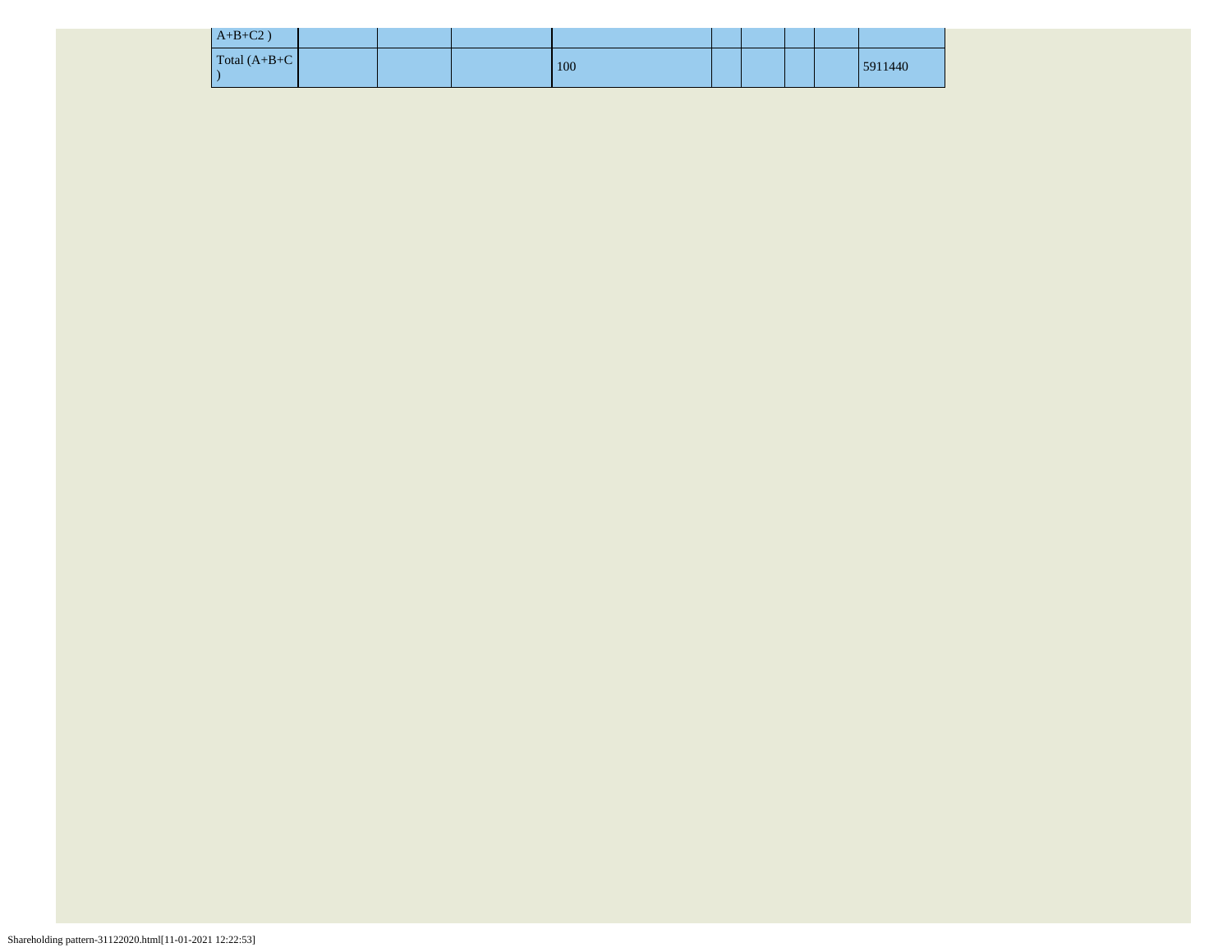| | | | | | | | | |
|---|---|---|---|---|---|---|---|---|
| A+B+C2 ) | | | | | | | | |
| Total (A+B+C ) | | | 100 | | | | | 5911440 |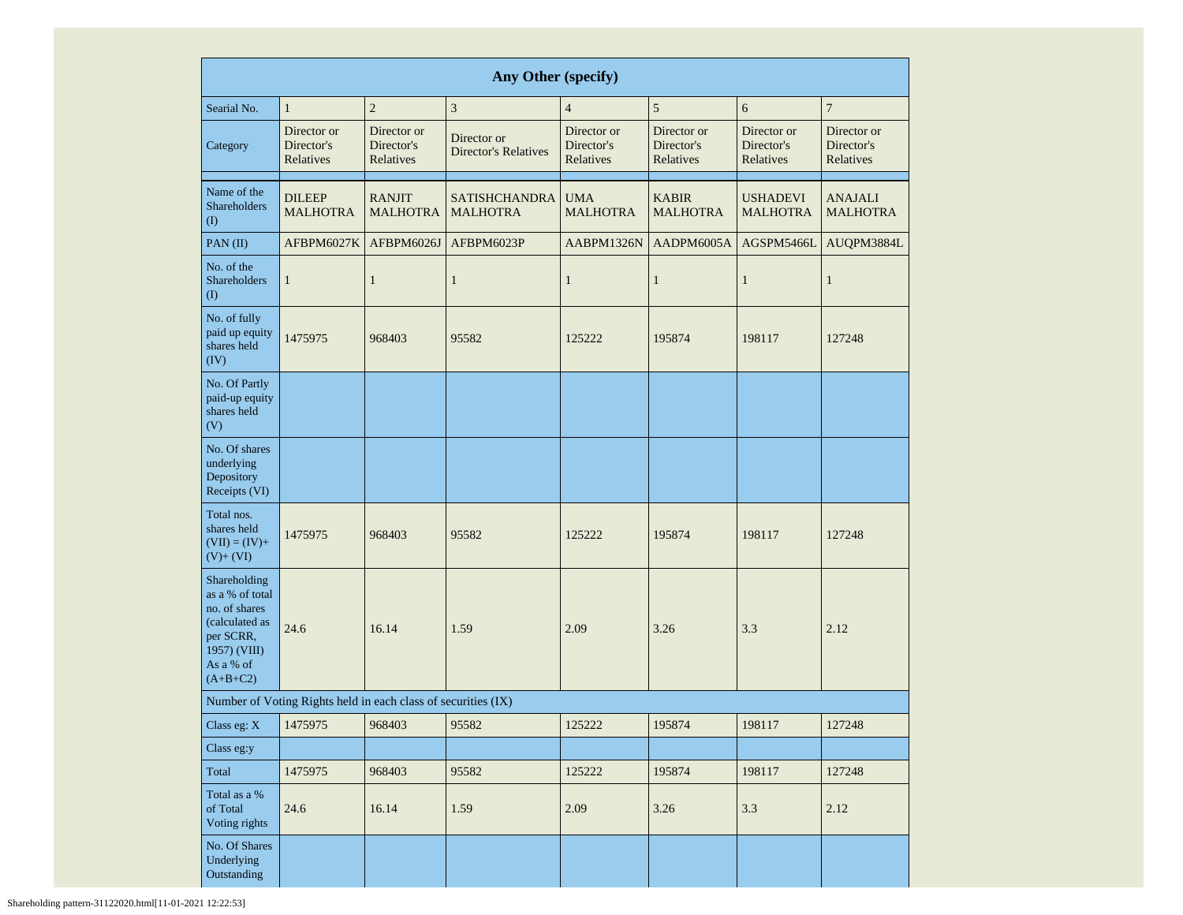| Any Other (specify) | | | | | | | |
|---|---|---|---|---|---|---|---|
| Searial No. | 1 | 2 | 3 | 4 | 5 | 6 | 7 |
| Category | Director or Director's Relatives | Director or Director's Relatives | Director or Director's Relatives | Director or Director's Relatives | Director or Director's Relatives | Director or Director's Relatives | Director or Director's Relatives |
| Name of the Shareholders (I) | DILEEP MALHOTRA | RANJIT MALHOTRA | SATISHCHANDRA MALHOTRA | UMA MALHOTRA | KABIR MALHOTRA | USHADEVI MALHOTRA | ANAJALI MALHOTRA |
| PAN (II) | AFBPM6027K | AFBPM6026J | AFBPM6023P | AABPM1326N | AADPM6005A | AGSPM5466L | AUQPM3884L |
| No. of the Shareholders (I) | 1 | 1 | 1 | 1 | 1 | 1 | 1 |
| No. of fully paid up equity shares held (IV) | 1475975 | 968403 | 95582 | 125222 | 195874 | 198117 | 127248 |
| No. Of Partly paid-up equity shares held (V) | | | | | | | |
| No. Of shares underlying Depository Receipts (VI) | | | | | | | |
| Total nos. shares held (VII) = (IV)+ (V)+ (VI) | 1475975 | 968403 | 95582 | 125222 | 195874 | 198117 | 127248 |
| Shareholding as a % of total no. of shares (calculated as per SCRR, 1957) (VIII) As a % of (A+B+C2) | 24.6 | 16.14 | 1.59 | 2.09 | 3.26 | 3.3 | 2.12 |
| Number of Voting Rights held in each class of securities (IX) | | | | | | | |
| Class eg: X | 1475975 | 968403 | 95582 | 125222 | 195874 | 198117 | 127248 |
| Class eg:y | | | | | | | |
| Total | 1475975 | 968403 | 95582 | 125222 | 195874 | 198117 | 127248 |
| Total as a % of Total Voting rights | 24.6 | 16.14 | 1.59 | 2.09 | 3.26 | 3.3 | 2.12 |
| No. Of Shares Underlying Outstanding | | | | | | | |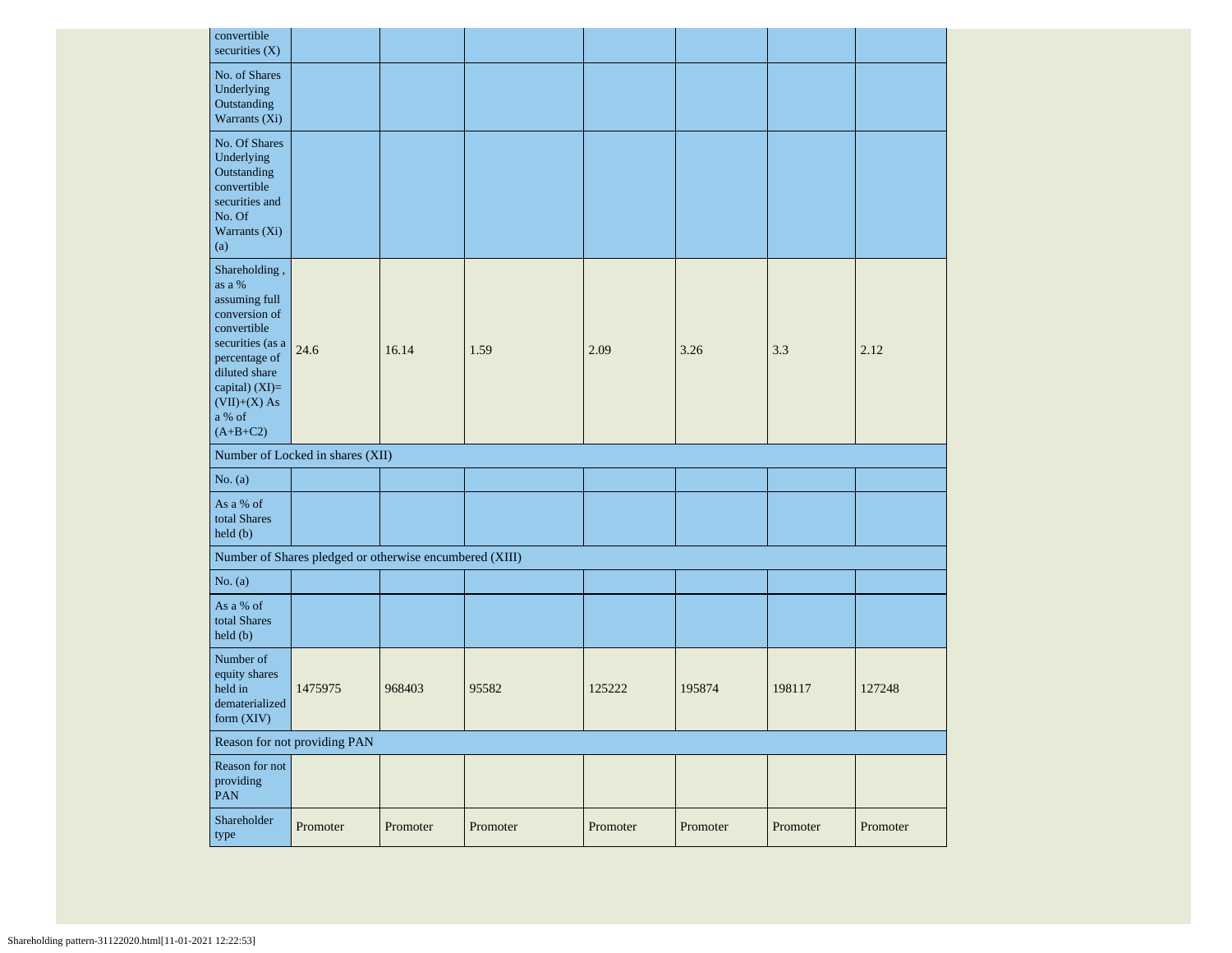| convertible securities (X) | | | | | | | |
|---|---|---|---|---|---|---|---|
| No. of Shares Underlying Outstanding Warrants (Xi) | | | | | | | |
| No. Of Shares Underlying Outstanding convertible securities and No. Of Warrants (Xi) (a) | | | | | | | |
| Shareholding , as a % assuming full conversion of convertible securities (as a percentage of diluted share capital) (XI)= (VII)+(X) As a % of (A+B+C2) | 24.6 | 16.14 | 1.59 | 2.09 | 3.26 | 3.3 | 2.12 |
| Number of Locked in shares (XII) | | | | | | | |
| No. (a) | | | | | | | |
| As a % of total Shares held (b) | | | | | | | |
| Number of Shares pledged or otherwise encumbered (XIII) | | | | | | | |
| No. (a) | | | | | | | |
| As a % of total Shares held (b) | | | | | | | |
| Number of equity shares held in dematerialized form (XIV) | 1475975 | 968403 | 95582 | 125222 | 195874 | 198117 | 127248 |
| Reason for not providing PAN | | | | | | | |
| Reason for not providing PAN | | | | | | | |
| Shareholder type | Promoter | Promoter | Promoter | Promoter | Promoter | Promoter | Promoter |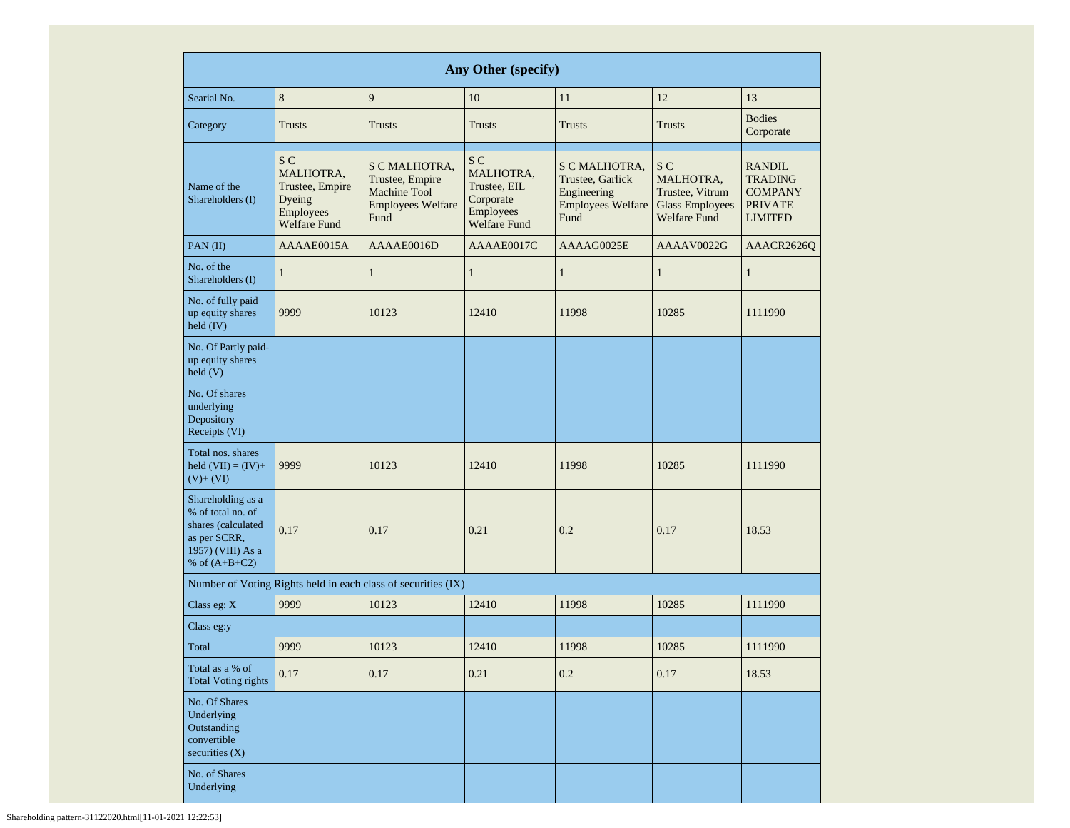| Any Other (specify) | | | | | | |
|---|---|---|---|---|---|---|
| Searial No. | 8 | 9 | 10 | 11 | 12 | 13 |
| Category | Trusts | Trusts | Trusts | Trusts | Trusts | Bodies Corporate |
| | | | | | | |
| Name of the Shareholders (I) | S C MALHOTRA, Trustee, Empire Dyeing Employees Welfare Fund | S C MALHOTRA, Trustee, Empire Machine Tool Employees Welfare Fund | S C MALHOTRA, Trustee, EIL Corporate Employees Welfare Fund | S C MALHOTRA, Trustee, Garlick Engineering Employees Welfare Fund | S C MALHOTRA, Trustee, Vitrum Glass Employees Welfare Fund | RANDIL TRADING COMPANY PRIVATE LIMITED |
| PAN (II) | AAAAE0015A | AAAAE0016D | AAAAE0017C | AAAAG0025E | AAAAV0022G | AAACR2626Q |
| No. of the Shareholders (I) | 1 | 1 | 1 | 1 | 1 | 1 |
| No. of fully paid up equity shares held (IV) | 9999 | 10123 | 12410 | 11998 | 10285 | 1111990 |
| No. Of Partly paid-up equity shares held (V) | | | | | | |
| No. Of shares underlying Depository Receipts (VI) | | | | | | |
| Total nos. shares held (VII) = (IV)+ (V)+ (VI) | 9999 | 10123 | 12410 | 11998 | 10285 | 1111990 |
| Shareholding as a % of total no. of shares (calculated as per SCRR, 1957) (VIII) As a % of (A+B+C2) | 0.17 | 0.17 | 0.21 | 0.2 | 0.17 | 18.53 |
| Number of Voting Rights held in each class of securities (IX) | | | | | | |
| Class eg: X | 9999 | 10123 | 12410 | 11998 | 10285 | 1111990 |
| Class eg:y | | | | | | |
| Total | 9999 | 10123 | 12410 | 11998 | 10285 | 1111990 |
| Total as a % of Total Voting rights | 0.17 | 0.17 | 0.21 | 0.2 | 0.17 | 18.53 |
| No. Of Shares Underlying Outstanding convertible securities (X) | | | | | | |
| No. of Shares Underlying | | | | | | |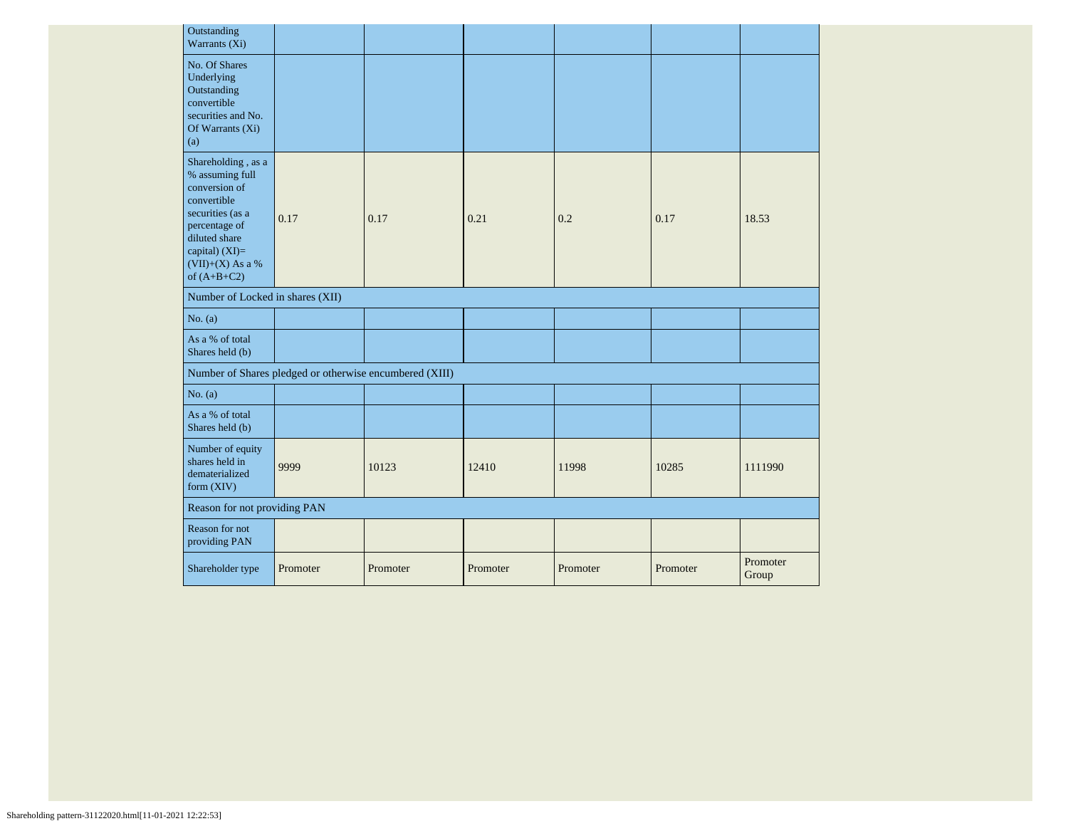| | | | | | | |
|---|---|---|---|---|---|---|
| Outstanding Warrants (Xi) | | | | | | |
| No. Of Shares Underlying Outstanding convertible securities and No. Of Warrants (Xi) (a) | | | | | | |
| Shareholding , as a % assuming full conversion of convertible securities (as a percentage of diluted share capital) (XI)= (VII)+(X) As a % of (A+B+C2) | 0.17 | 0.17 | 0.21 | 0.2 | 0.17 | 18.53 |
| Number of Locked in shares (XII) | | | | | | |
| No. (a) | | | | | | |
| As a % of total Shares held (b) | | | | | | |
| Number of Shares pledged or otherwise encumbered (XIII) | | | | | | |
| No. (a) | | | | | | |
| As a % of total Shares held (b) | | | | | | |
| Number of equity shares held in dematerialized form (XIV) | 9999 | 10123 | 12410 | 11998 | 10285 | 1111990 |
| Reason for not providing PAN | | | | | | |
| Reason for not providing PAN | | | | | | |
| Shareholder type | Promoter | Promoter | Promoter | Promoter | Promoter | Promoter Group |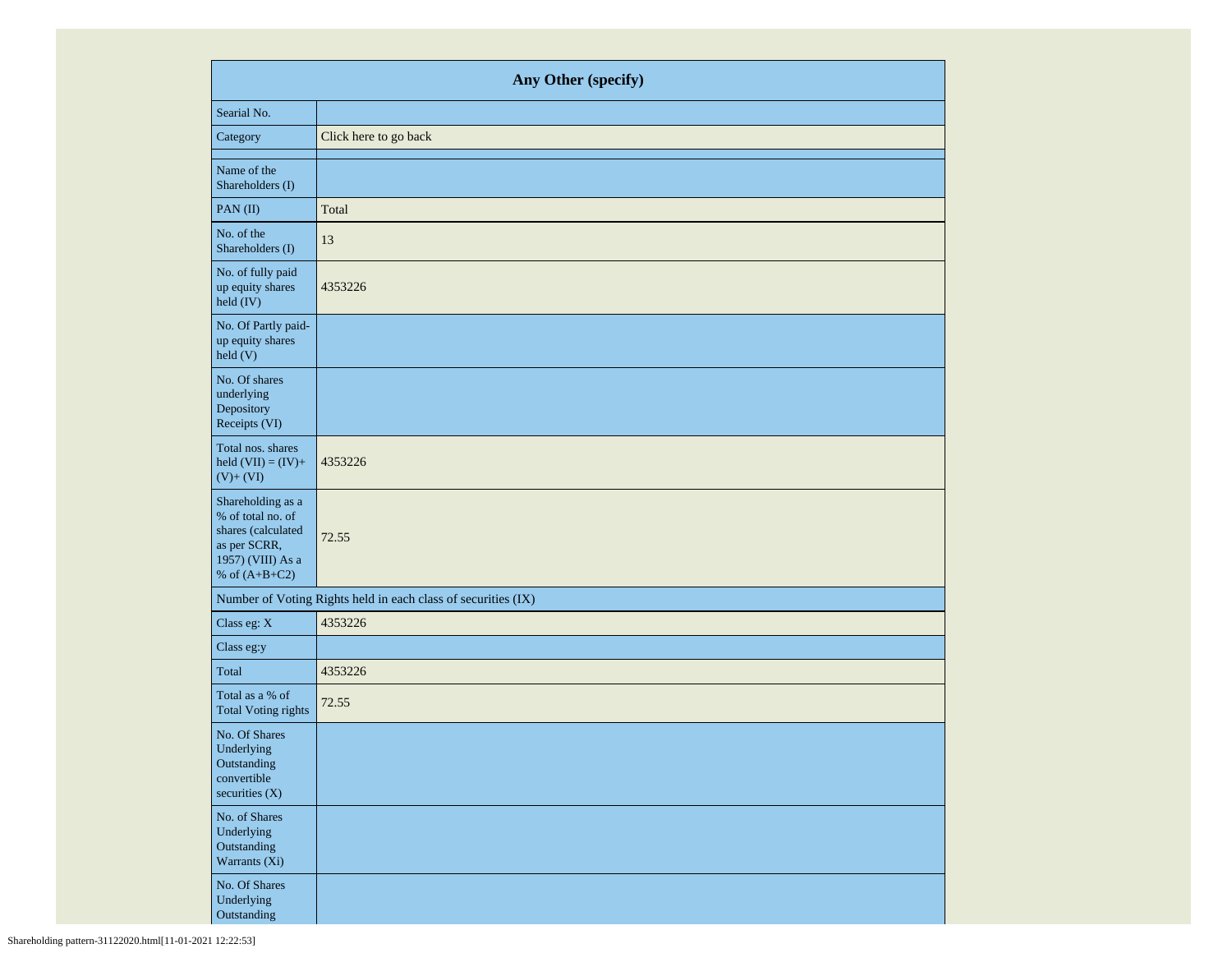| Any Other (specify) | |
|---|---|
| Searial No. | |
| Category | Click here to go back |
| | |
| Name of the Shareholders (I) | |
| PAN (II) | Total |
| No. of the Shareholders (I) | 13 |
| No. of fully paid up equity shares held (IV) | 4353226 |
| No. Of Partly paid-up equity shares held (V) | |
| No. Of shares underlying Depository Receipts (VI) | |
| Total nos. shares held (VII) = (IV)+ (V)+ (VI) | 4353226 |
| Shareholding as a % of total no. of shares (calculated as per SCRR, 1957) (VIII) As a % of (A+B+C2) | 72.55 |
| Number of Voting Rights held in each class of securities (IX) | |
| Class eg: X | 4353226 |
| Class eg:y | |
| Total | 4353226 |
| Total as a % of Total Voting rights | 72.55 |
| No. Of Shares Underlying Outstanding convertible securities (X) | |
| No. of Shares Underlying Outstanding Warrants (Xi) | |
| No. Of Shares Underlying Outstanding | |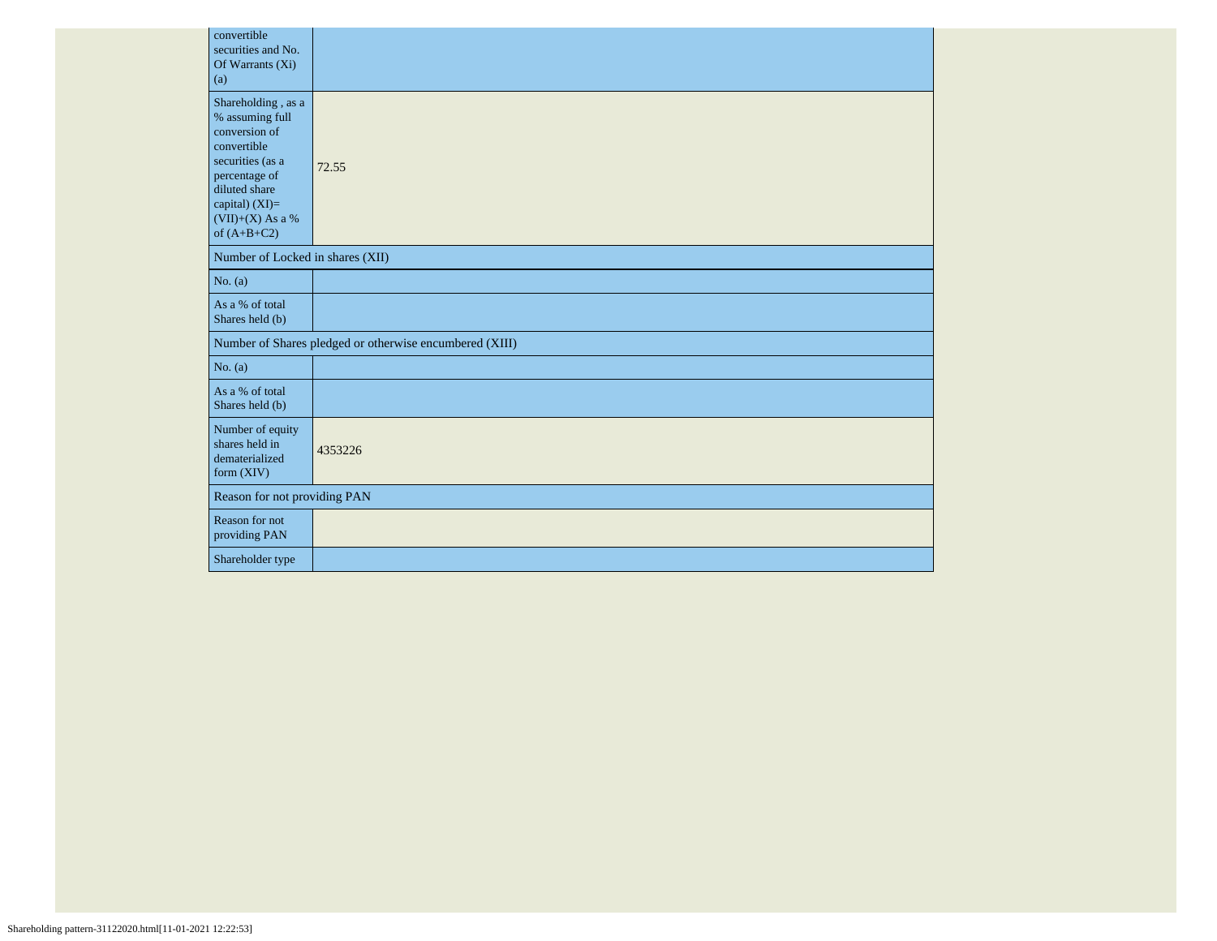| | |
|---|---|
| convertible securities and No. Of Warrants (Xi) (a) | |
| Shareholding , as a % assuming full conversion of convertible securities (as a percentage of diluted share capital) (XI)= (VII)+(X) As a % of (A+B+C2) | 72.55 |
| Number of Locked in shares (XII) | |
| No. (a) | |
| As a % of total Shares held (b) | |
| Number of Shares pledged or otherwise encumbered (XIII) | |
| No. (a) | |
| As a % of total Shares held (b) | |
| Number of equity shares held in dematerialized form (XIV) | 4353226 |
| Reason for not providing PAN | |
| Reason for not providing PAN | |
| Shareholder type | |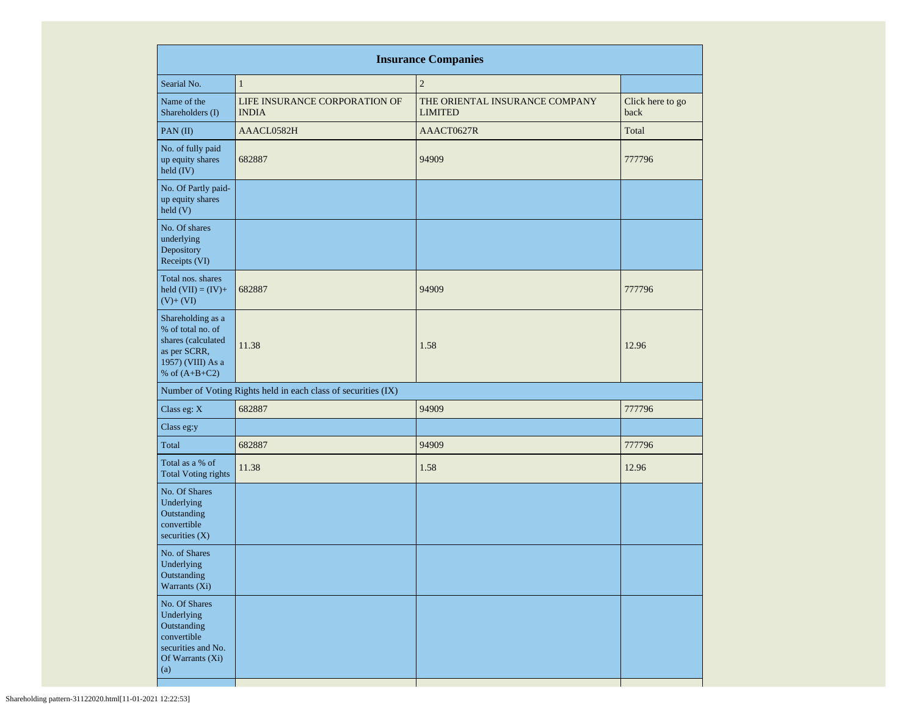| Insurance Companies | | | |
|---|---|---|---|
| Searial No. | 1 | 2 | |
| Name of the Shareholders (I) | LIFE INSURANCE CORPORATION OF INDIA | THE ORIENTAL INSURANCE COMPANY LIMITED | Click here to go back |
| PAN (II) | AAACL0582H | AAACT0627R | Total |
| No. of fully paid up equity shares held (IV) | 682887 | 94909 | 777796 |
| No. Of Partly paid-up equity shares held (V) | | | |
| No. Of shares underlying Depository Receipts (VI) | | | |
| Total nos. shares held (VII) = (IV)+ (V)+ (VI) | 682887 | 94909 | 777796 |
| Shareholding as a % of total no. of shares (calculated as per SCRR, 1957) (VIII) As a % of (A+B+C2) | 11.38 | 1.58 | 12.96 |
| Number of Voting Rights held in each class of securities (IX) | | | |
| Class eg: X | 682887 | 94909 | 777796 |
| Class eg:y | | | |
| Total | 682887 | 94909 | 777796 |
| Total as a % of Total Voting rights | 11.38 | 1.58 | 12.96 |
| No. Of Shares Underlying Outstanding convertible securities (X) | | | |
| No. of Shares Underlying Outstanding Warrants (Xi) | | | |
| No. Of Shares Underlying Outstanding convertible securities and No. Of Warrants (Xi) (a) | | | |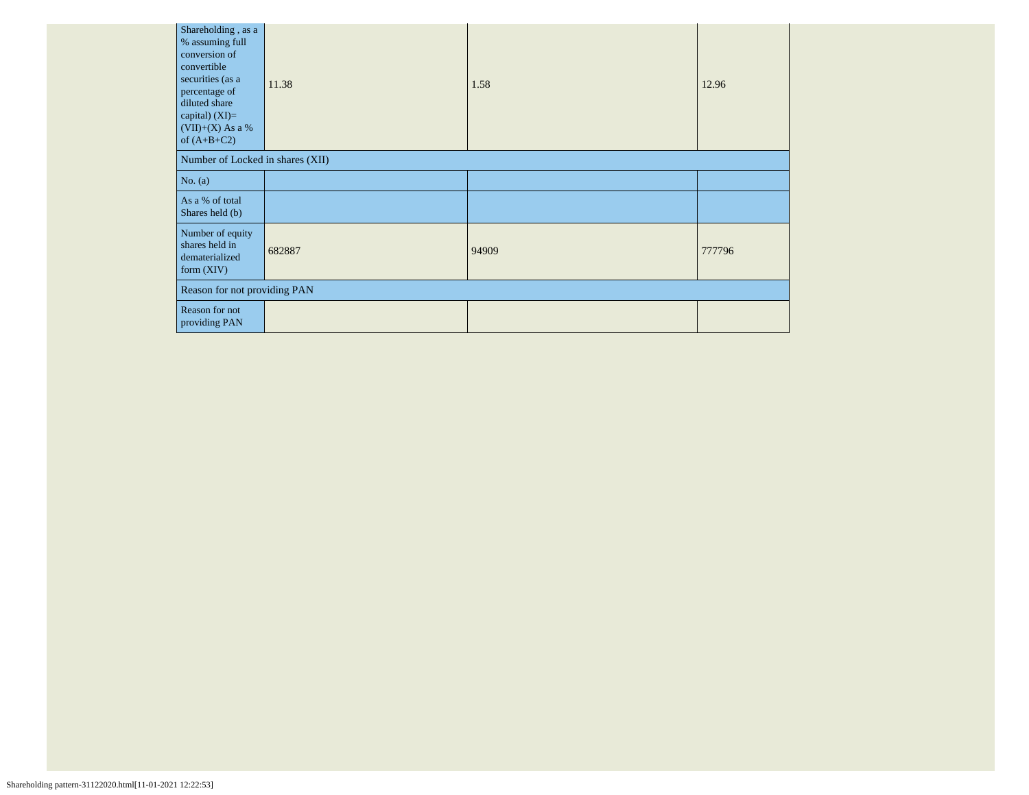| Shareholding , as a % assuming full conversion of convertible securities (as a percentage of diluted share capital) (XI)= (VII)+(X) As a % of (A+B+C2) | 11.38 | 1.58 | 12.96 |
|---|---|---|---|
| Number of Locked in shares (XII) | | | |
| No. (a) | | | |
| As a % of total Shares held (b) | | | |
| Number of equity shares held in dematerialized form (XIV) | 682887 | 94909 | 777796 |
| Reason for not providing PAN | | | |
| Reason for not providing PAN | | | |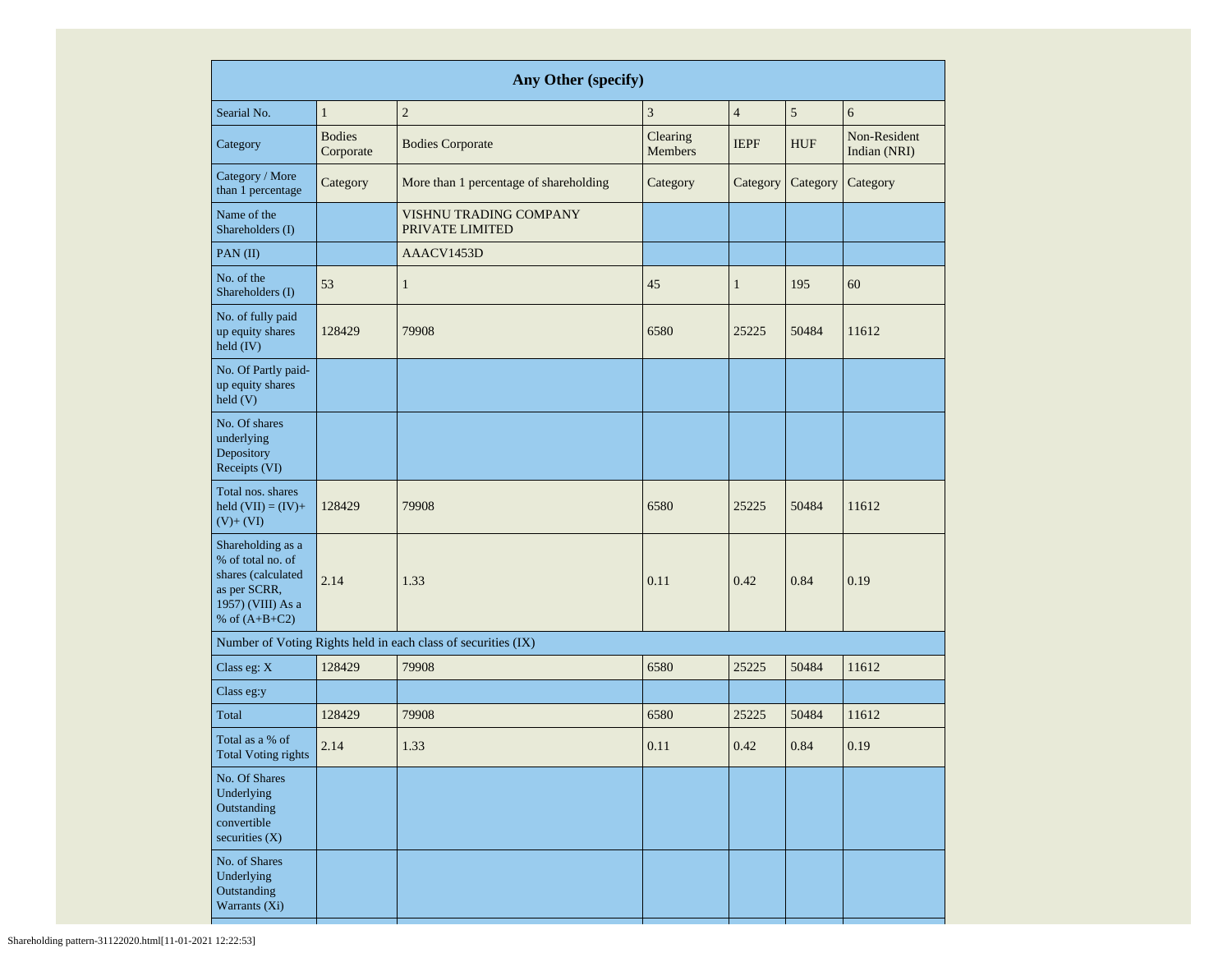| Any Other (specify) | | | | | | |
|---|---|---|---|---|---|---|
| Searial No. | 1 | 2 | 3 | 4 | 5 | 6 |
| Category | Bodies Corporate | Bodies Corporate | Clearing Members | IEPF | HUF | Non-Resident Indian (NRI) |
| Category / More than 1 percentage | Category | More than 1 percentage of shareholding | Category | Category | Category | Category |
| Name of the Shareholders (I) | | VISHNU TRADING COMPANY PRIVATE LIMITED | | | | |
| PAN (II) | | AAACV1453D | | | | |
| No. of the Shareholders (I) | 53 | 1 | 45 | 1 | 195 | 60 |
| No. of fully paid up equity shares held (IV) | 128429 | 79908 | 6580 | 25225 | 50484 | 11612 |
| No. Of Partly paid-up equity shares held (V) | | | | | | |
| No. Of shares underlying Depository Receipts (VI) | | | | | | |
| Total nos. shares held (VII) = (IV)+ (V)+ (VI) | 128429 | 79908 | 6580 | 25225 | 50484 | 11612 |
| Shareholding as a % of total no. of shares (calculated as per SCRR, 1957) (VIII) As a % of (A+B+C2) | 2.14 | 1.33 | 0.11 | 0.42 | 0.84 | 0.19 |
| Number of Voting Rights held in each class of securities (IX) | | | | | | |
| Class eg: X | 128429 | 79908 | 6580 | 25225 | 50484 | 11612 |
| Class eg:y | | | | | | |
| Total | 128429 | 79908 | 6580 | 25225 | 50484 | 11612 |
| Total as a % of Total Voting rights | 2.14 | 1.33 | 0.11 | 0.42 | 0.84 | 0.19 |
| No. Of Shares Underlying Outstanding convertible securities (X) | | | | | | |
| No. of Shares Underlying Outstanding Warrants (Xi) | | | | | | |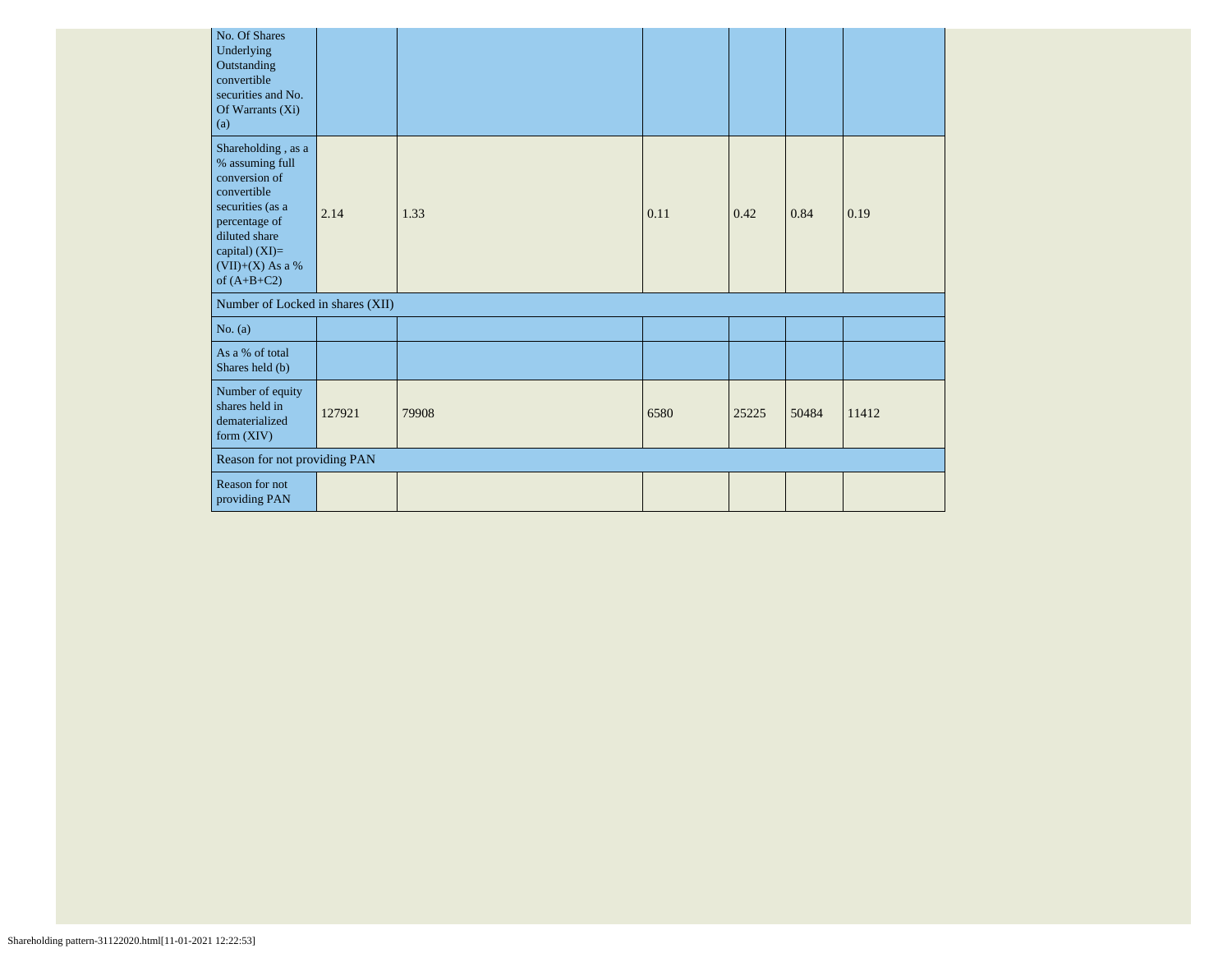| | | | | | | |
|---|---|---|---|---|---|---|
| No. Of Shares Underlying Outstanding convertible securities and No. Of Warrants (Xi) (a) | | | | | | |
| Shareholding , as a % assuming full conversion of convertible securities (as a percentage of diluted share capital) (XI)= (VII)+(X) As a % of (A+B+C2) | 2.14 | 1.33 | 0.11 | 0.42 | 0.84 | 0.19 |
| Number of Locked in shares (XII) | | | | | | |
| No. (a) | | | | | | |
| As a % of total Shares held (b) | | | | | | |
| Number of equity shares held in dematerialized form (XIV) | 127921 | 79908 | 6580 | 25225 | 50484 | 11412 |
| Reason for not providing PAN | | | | | | |
| Reason for not providing PAN | | | | | | |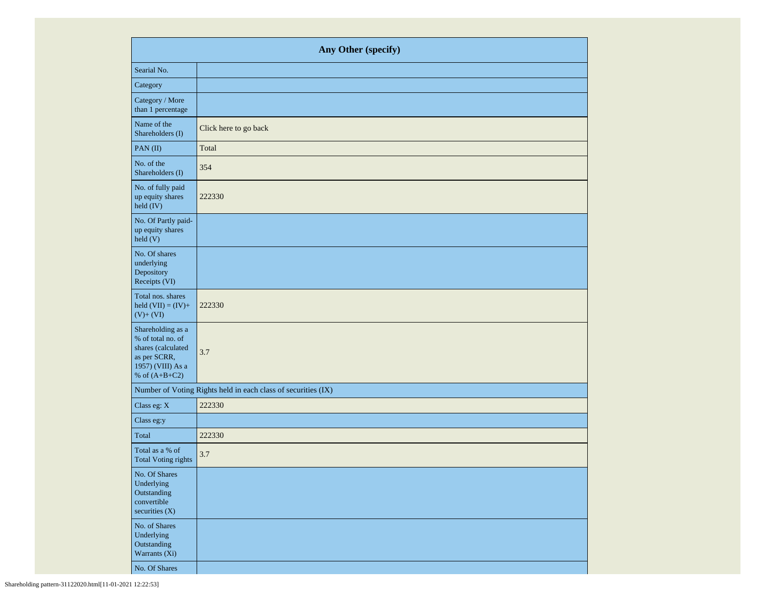| Any Other (specify) | |
|---|---|
| Searial No. | |
| Category | |
| Category / More than 1 percentage | |
| Name of the Shareholders (I) | Click here to go back |
| PAN (II) | Total |
| No. of the Shareholders (I) | 354 |
| No. of fully paid up equity shares held (IV) | 222330 |
| No. Of Partly paid-up equity shares held (V) | |
| No. Of shares underlying Depository Receipts (VI) | |
| Total nos. shares held (VII) = (IV)+ (V)+ (VI) | 222330 |
| Shareholding as a % of total no. of shares (calculated as per SCRR, 1957) (VIII) As a % of (A+B+C2) | 3.7 |
| Number of Voting Rights held in each class of securities (IX) | |
| Class eg: X | 222330 |
| Class eg:y | |
| Total | 222330 |
| Total as a % of Total Voting rights | 3.7 |
| No. Of Shares Underlying Outstanding convertible securities (X) | |
| No. of Shares Underlying Outstanding Warrants (Xi) | |
| No. Of Shares | |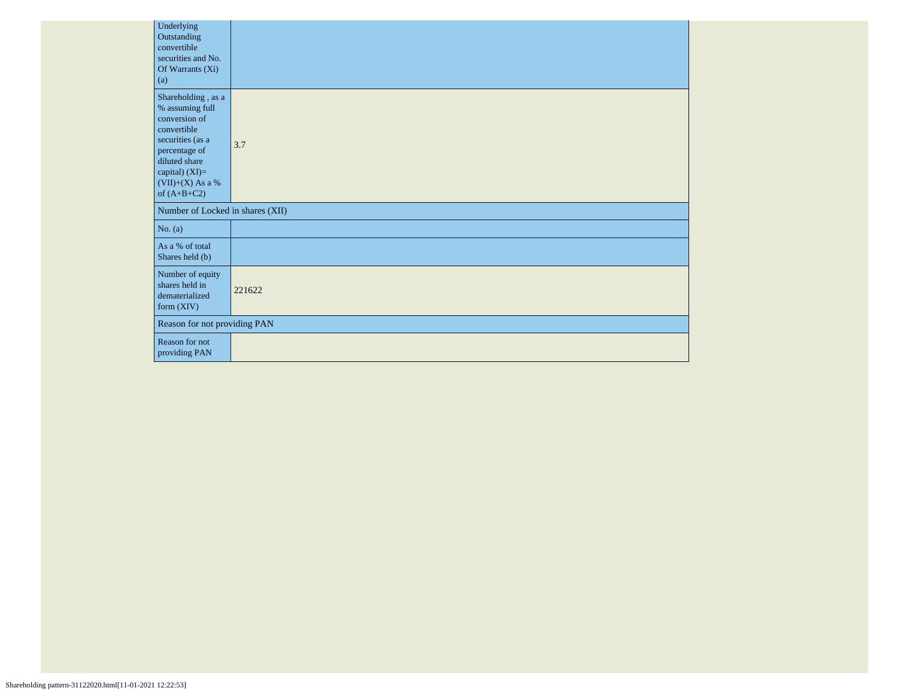| | |
|---|---|
| Underlying Outstanding convertible securities and No. Of Warrants (Xi) (a) | |
| Shareholding , as a % assuming full conversion of convertible securities (as a percentage of diluted share capital) (XI)= (VII)+(X) As a % of (A+B+C2) | 3.7 |
| Number of Locked in shares (XII) | |
| No. (a) | |
| As a % of total Shares held (b) | |
| Number of equity shares held in dematerialized form (XIV) | 221622 |
| Reason for not providing PAN | |
| Reason for not providing PAN | |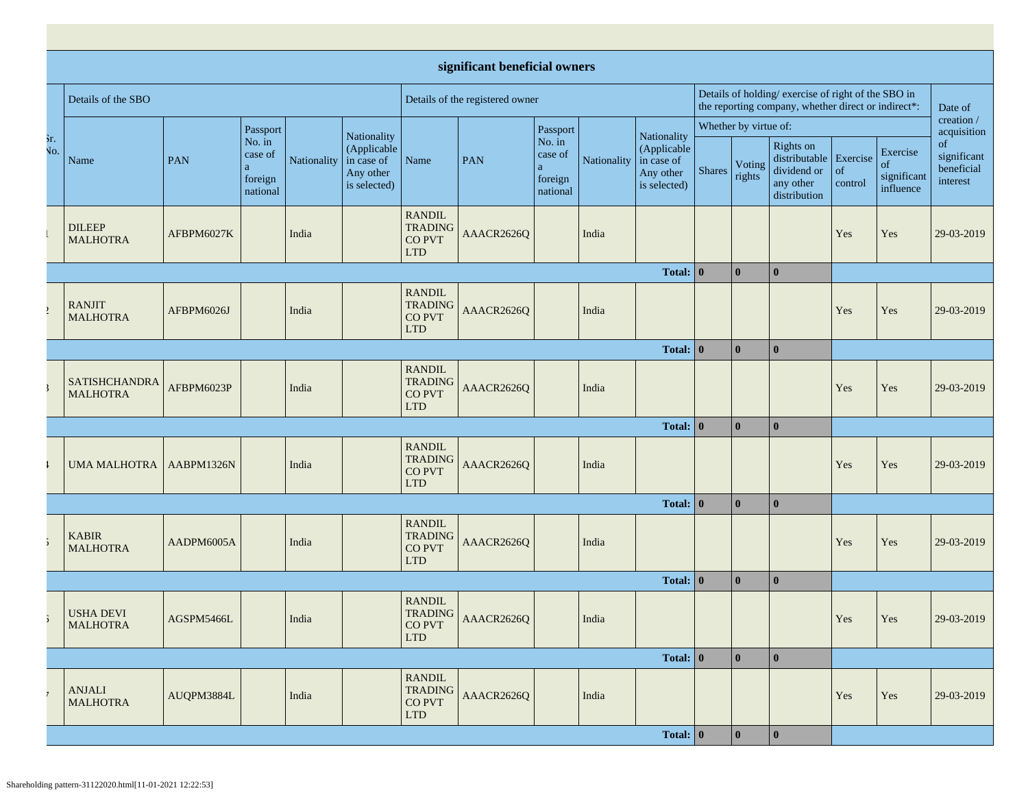| significant beneficial owners | | | | | | | | | | | | | | | | |
|---|---|---|---|---|---|---|---|---|---|---|---|---|---|---|---|---|
| Sr. No. | Details of the SBO | | | | | Details of the registered owner | | | | | Details of holding/ exercise of right of the SBO in the reporting company, whether direct or indirect*: | | | | | Date of creation / acquisition of significant beneficial interest |
| | | | | | | | | | | | Whether by virtue of: | | | | | |
| | Name | PAN | Passport No. in case of a foreign national | Nationality | Nationality (Applicable in case of Any other is selected) | Name | PAN | Passport No. in case of a foreign national | Nationality | Nationality (Applicable in case of Any other is selected) | Shares | Voting rights | Rights on distributable dividend or any other distribution | Exercise of control | Exercise of significant influence | |
| 1 | DILEEP MALHOTRA | AFBPM6027K | | India | | RANDIL TRADING CO PVT LTD | AAACR2626Q | | India | | | | | Yes | Yes | 29-03-2019 |
| | | | | | | | | | | **Total:** | **0** | **0** | **0** | | | |
| 2 | RANJIT MALHOTRA | AFBPM6026J | | India | | RANDIL TRADING CO PVT LTD | AAACR2626Q | | India | | | | | Yes | Yes | 29-03-2019 |
| | | | | | | | | | | **Total:** | **0** | **0** | **0** | | | |
| 3 | SATISHCHANDRA MALHOTRA | AFBPM6023P | | India | | RANDIL TRADING CO PVT LTD | AAACR2626Q | | India | | | | | Yes | Yes | 29-03-2019 |
| | | | | | | | | | | **Total:** | **0** | **0** | **0** | | | |
| 4 | UMA MALHOTRA | AABPM1326N | | India | | RANDIL TRADING CO PVT LTD | AAACR2626Q | | India | | | | | Yes | Yes | 29-03-2019 |
| | | | | | | | | | | **Total:** | **0** | **0** | **0** | | | |
| 5 | KABIR MALHOTRA | AADPM6005A | | India | | RANDIL TRADING CO PVT LTD | AAACR2626Q | | India | | | | | Yes | Yes | 29-03-2019 |
| | | | | | | | | | | **Total:** | **0** | **0** | **0** | | | |
| 6 | USHA DEVI MALHOTRA | AGSPM5466L | | India | | RANDIL TRADING CO PVT LTD | AAACR2626Q | | India | | | | | Yes | Yes | 29-03-2019 |
| | | | | | | | | | | **Total:** | **0** | **0** | **0** | | | |
| 7 | ANJALI MALHOTRA | AUQPM3884L | | India | | RANDIL TRADING CO PVT LTD | AAACR2626Q | | India | | | | | Yes | Yes | 29-03-2019 |
| | | | | | | | | | | **Total:** | **0** | **0** | **0** | | | |